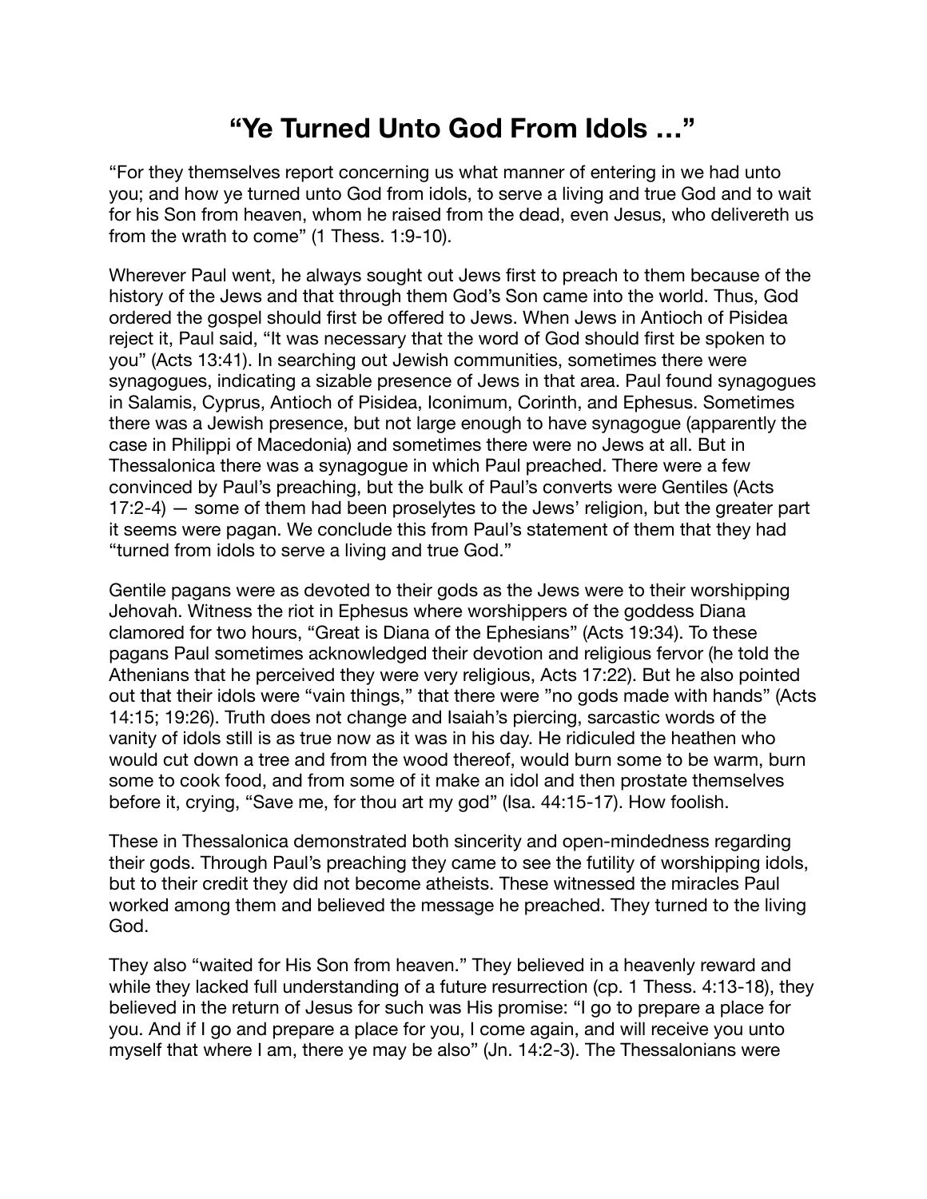# "Ye Turned Unto God From Idols …"

"For they themselves report concerning us what manner of entering in we had unto you; and how ye turned unto God from idols, to serve a living and true God and to wait for his Son from heaven, whom he raised from the dead, even Jesus, who delivereth us from the wrath to come" (1 Thess. 1:9-10).

Wherever Paul went, he always sought out Jews first to preach to them because of the history of the Jews and that through them God's Son came into the world. Thus, God ordered the gospel should first be offered to Jews. When Jews in Antioch of Pisidea reject it, Paul said, "It was necessary that the word of God should first be spoken to you" (Acts 13:41). In searching out Jewish communities, sometimes there were synagogues, indicating a sizable presence of Jews in that area. Paul found synagogues in Salamis, Cyprus, Antioch of Pisidea, Iconimum, Corinth, and Ephesus. Sometimes there was a Jewish presence, but not large enough to have synagogue (apparently the case in Philippi of Macedonia) and sometimes there were no Jews at all. But in Thessalonica there was a synagogue in which Paul preached. There were a few convinced by Paul's preaching, but the bulk of Paul's converts were Gentiles (Acts 17:2-4) — some of them had been proselytes to the Jews' religion, but the greater part it seems were pagan. We conclude this from Paul's statement of them that they had "turned from idols to serve a living and true God."

Gentile pagans were as devoted to their gods as the Jews were to their worshipping Jehovah. Witness the riot in Ephesus where worshippers of the goddess Diana clamored for two hours, "Great is Diana of the Ephesians" (Acts 19:34). To these pagans Paul sometimes acknowledged their devotion and religious fervor (he told the Athenians that he perceived they were very religious, Acts 17:22). But he also pointed out that their idols were "vain things," that there were "no gods made with hands" (Acts 14:15; 19:26). Truth does not change and Isaiah's piercing, sarcastic words of the vanity of idols still is as true now as it was in his day. He ridiculed the heathen who would cut down a tree and from the wood thereof, would burn some to be warm, burn some to cook food, and from some of it make an idol and then prostate themselves before it, crying, "Save me, for thou art my god" (Isa. 44:15-17). How foolish.

These in Thessalonica demonstrated both sincerity and open-mindedness regarding their gods. Through Paul's preaching they came to see the futility of worshipping idols, but to their credit they did not become atheists. These witnessed the miracles Paul worked among them and believed the message he preached. They turned to the living God.

They also "waited for His Son from heaven." They believed in a heavenly reward and while they lacked full understanding of a future resurrection (cp. 1 Thess. 4:13-18), they believed in the return of Jesus for such was His promise: "I go to prepare a place for you. And if I go and prepare a place for you, I come again, and will receive you unto myself that where I am, there ye may be also" (Jn. 14:2-3). The Thessalonians were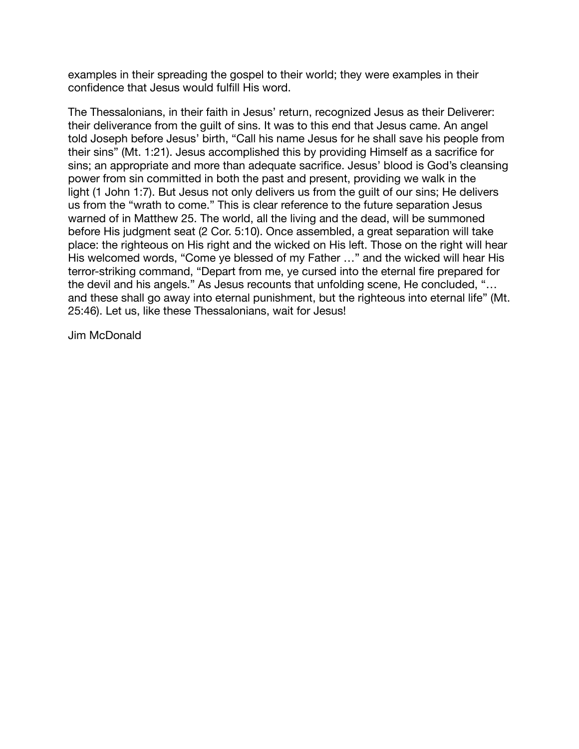examples in their spreading the gospel to their world; they were examples in their confidence that Jesus would fulfill His word.

The Thessalonians, in their faith in Jesus' return, recognized Jesus as their Deliverer: their deliverance from the guilt of sins. It was to this end that Jesus came. An angel told Joseph before Jesus' birth, "Call his name Jesus for he shall save his people from their sins" (Mt. 1:21). Jesus accomplished this by providing Himself as a sacrifice for sins; an appropriate and more than adequate sacrifice. Jesus' blood is God's cleansing power from sin committed in both the past and present, providing we walk in the light (1 John 1:7). But Jesus not only delivers us from the guilt of our sins; He delivers us from the "wrath to come." This is clear reference to the future separation Jesus warned of in Matthew 25. The world, all the living and the dead, will be summoned before His judgment seat (2 Cor. 5:10). Once assembled, a great separation will take place: the righteous on His right and the wicked on His left. Those on the right will hear His welcomed words, "Come ye blessed of my Father …" and the wicked will hear His terror-striking command, "Depart from me, ye cursed into the eternal fire prepared for the devil and his angels." As Jesus recounts that unfolding scene, He concluded, "… and these shall go away into eternal punishment, but the righteous into eternal life" (Mt. 25:46). Let us, like these Thessalonians, wait for Jesus!

Jim McDonald